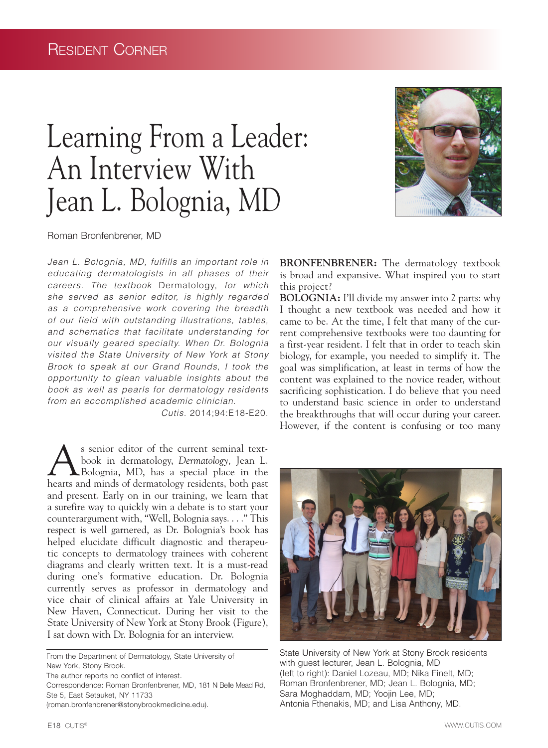Resident Corner

# Learning From a Leader: An Interview With Jean L. Bologna, MD

Roman Bronfenbrener, MD

*Jean L. Bologna, MD, fulfills an important role in educating dermatologists in all phases of their careers. The textbook* Dermatology, *for which she served as senior editor, is highly regarded as a comprehensive work covering the breadth of our field with outstanding illustrations, tables, and schematics that facilitate understanding for our visually geared specialty. When Dr. Bologna visited the State University of New York at Stony Brook to speak at our Grand Rounds, I took the opportunity to glean valuable insights about the book as well as pearls for dermatology residents from an accomplished academic clinician.*

*Cutis.* 2014;94:E18-E20.

As senior editor of the current seminal textbook in dermatology, *Dermatology*, Jean L. Bologna, MD, has a special place in the hearts and minds of dermatology residents, both past and present. Early on in our training, we learn that a surefire way to quickly win a debate is to start your counterargument with, "Well, Bologna says. . . ." This respect is well garnered, as Dr. Bologna's book has helped elucidate difficult diagnostic and therapeutic concepts to dermatology trainees with coherent diagrams and clearly written text. It is a must-read during one's formative education. Dr. Bologna currently serves as professor in dermatology and vice chair of clinical affairs at Yale University in New Haven, Connecticut. During her visit to the State University of New York at Stony Brook (Figure), I sat down with Dr. Bologna for an interview.

From the Department of Dermatology, State University of New York, Stony Brook.

The author reports no conflict of interest.

Correspondence: Roman Bronfenbrener, MD, 181 N Belle Mead Rd, Ste 5, East Setauket, NY 11733 (roman.bronfenbrener@stonybrookmedicine.edu).

**BRONFENBRENER:** The dermatology textbook is broad and expansive. What inspired you to start this project?

**BOLOGNIA:** I'll divide my answer into 2 parts: why I thought a new textbook was needed and how it came to be. At the time, I felt that many of the current comprehensive textbooks were too daunting for a first-year resident. I felt that in order to teach skin biology, for example, you needed to simplify it. The goal was simplification, at least in terms of how the content was explained to the novice reader, without sacrificing sophistication. I do believe that you need to understand basic science in order to understand the breakthroughs that will occur during your career. However, if the content is confusing or too many

State University of New York at Stony Brook residents with guest lecturer, Jean L. Bologna, MD (left to right): Daniel Lozeau, MD; Nika Finelt, MD; Roman Bronfenbrener, MD; Jean L. Bologna, MD; Sara Moghaddam, MD; Yoojin Lee, MD; Antonia Fthenakis, MD; and Lisa Anthony, MD.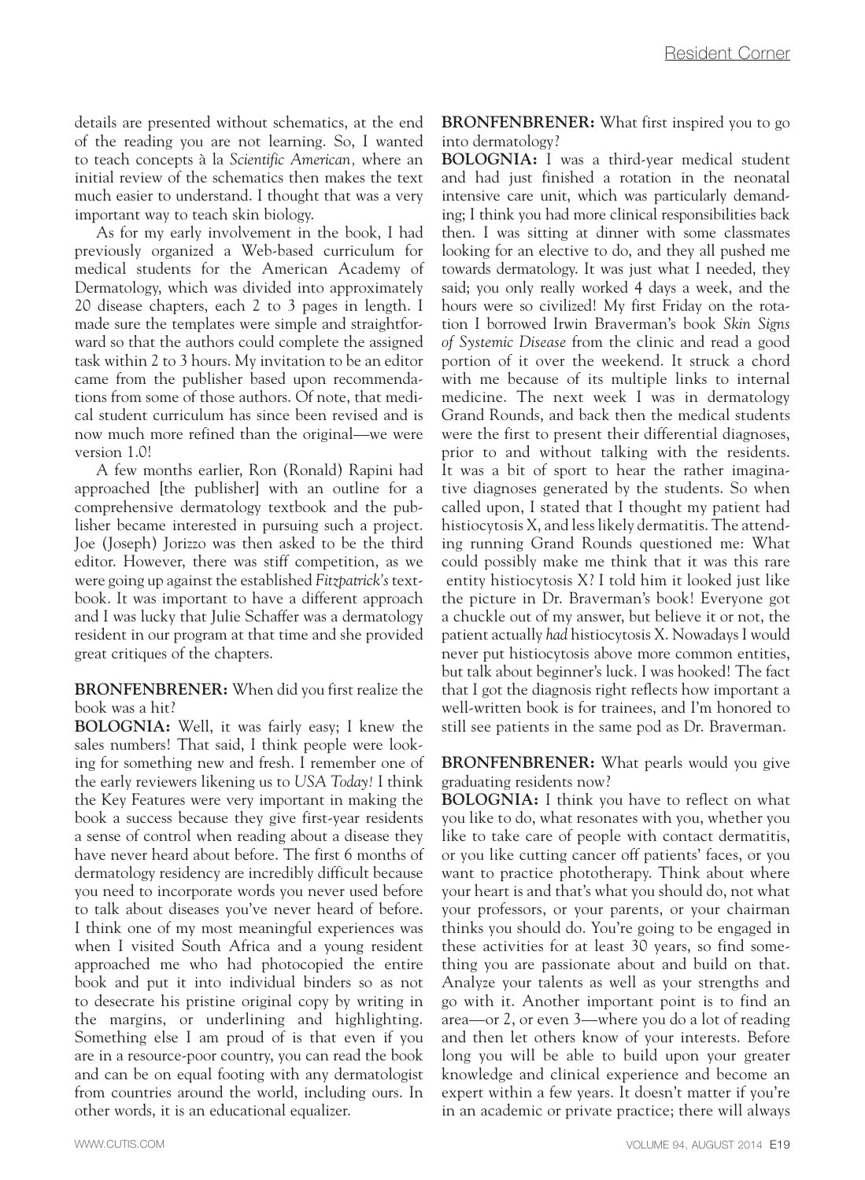details are presented without schematics, at the end of the reading you are not learning. So, I wanted to teach concepts à la *Scientific American,* where an initial review of the schematics then makes the text much easier to understand. I thought that was a very important way to teach skin biology.

As for my early involvement in the book, I had previously organized a Web-based curriculum for medical students for the American Academy of Dermatology, which was divided into approximately 20 disease chapters, each 2 to 3 pages in length. I made sure the templates were simple and straightforward so that the authors could complete the assigned task within 2 to 3 hours. My invitation to be an editor came from the publisher based upon recommendations from some of those authors. Of note, that medical student curriculum has since been revised and is now much more refined than the original—we were version 1.0!

A few months earlier, Ron (Ronald) Rapini had approached [the publisher] with an outline for a comprehensive dermatology textbook and the publisher became interested in pursuing such a project. Joe (Joseph) Jorizzo was then asked to be the third editor. However, there was stiff competition, as we were going up against the established *Fitzpatrick's* textbook. It was important to have a different approach and I was lucky that Julie Schaffer was a dermatology resident in our program at that time and she provided great critiques of the chapters.

**BRONFENBRENER:** When did you first realize the book was a hit?

**BOLOGNIA:** Well, it was fairly easy; I knew the sales numbers! That said, I think people were looking for something new and fresh. I remember one of the early reviewers likening us to *USA Today!* I think the Key Features were very important in making the book a success because they give first-year residents a sense of control when reading about a disease they have never heard about before. The first 6 months of dermatology residency are incredibly difficult because you need to incorporate words you never used before to talk about diseases you've never heard of before. I think one of my most meaningful experiences was when I visited South Africa and a young resident approached me who had photocopied the entire book and put it into individual binders so as not to desecrate his pristine original copy by writing in the margins, or underlining and highlighting. Something else I am proud of is that even if you are in a resource-poor country, you can read the book and can be on equal footing with any dermatologist from countries around the world, including ours. In other words, it is an educational equalizer.

**BRONFENBRENER:** What first inspired you to go into dermatology?

**BOLOGNIA:** I was a third-year medical student and had just finished a rotation in the neonatal intensive care unit, which was particularly demanding; I think you had more clinical responsibilities back then. I was sitting at dinner with some classmates looking for an elective to do, and they all pushed me towards dermatology. It was just what I needed, they said; you only really worked 4 days a week, and the hours were so civilized! My first Friday on the rotation I borrowed Irwin Braverman's book *Skin Signs of Systemic Disease* from the clinic and read a good portion of it over the weekend. It struck a chord with me because of its multiple links to internal medicine. The next week I was in dermatology Grand Rounds, and back then the medical students were the first to present their differential diagnoses, prior to and without talking with the residents. It was a bit of sport to hear the rather imaginative diagnoses generated by the students. So when called upon, I stated that I thought my patient had histiocytosis X, and less likely dermatitis. The attending running Grand Rounds questioned me: What could possibly make me think that it was this rare entity histiocytosis X? I told him it looked just like the picture in Dr. Braverman's book! Everyone got a chuckle out of my answer, but believe it or not, the patient actually *had* histiocytosis X. Nowadays I would never put histiocytosis above more common entities, but talk about beginner's luck. I was hooked! The fact that I got the diagnosis right reflects how important a well-written book is for trainees, and I'm honored to still see patients in the same pod as Dr. Braverman.

**BRONFENBRENER:** What pearls would you give graduating residents now?

**BOLOGNIA:** I think you have to reflect on what you like to do, what resonates with you, whether you like to take care of people with contact dermatitis, or you like cutting cancer off patients' faces, or you want to practice phototherapy. Think about where your heart is and that's what you should do, not what your professors, or your parents, or your chairman thinks you should do. You're going to be engaged in these activities for at least 30 years, so find something you are passionate about and build on that. Analyze your talents as well as your strengths and go with it. Another important point is to find an area—or 2, or even 3—where you do a lot of reading and then let others know of your interests. Before long you will be able to build upon your greater knowledge and clinical experience and become an expert within a few years. It doesn't matter if you're in an academic or private practice; there will always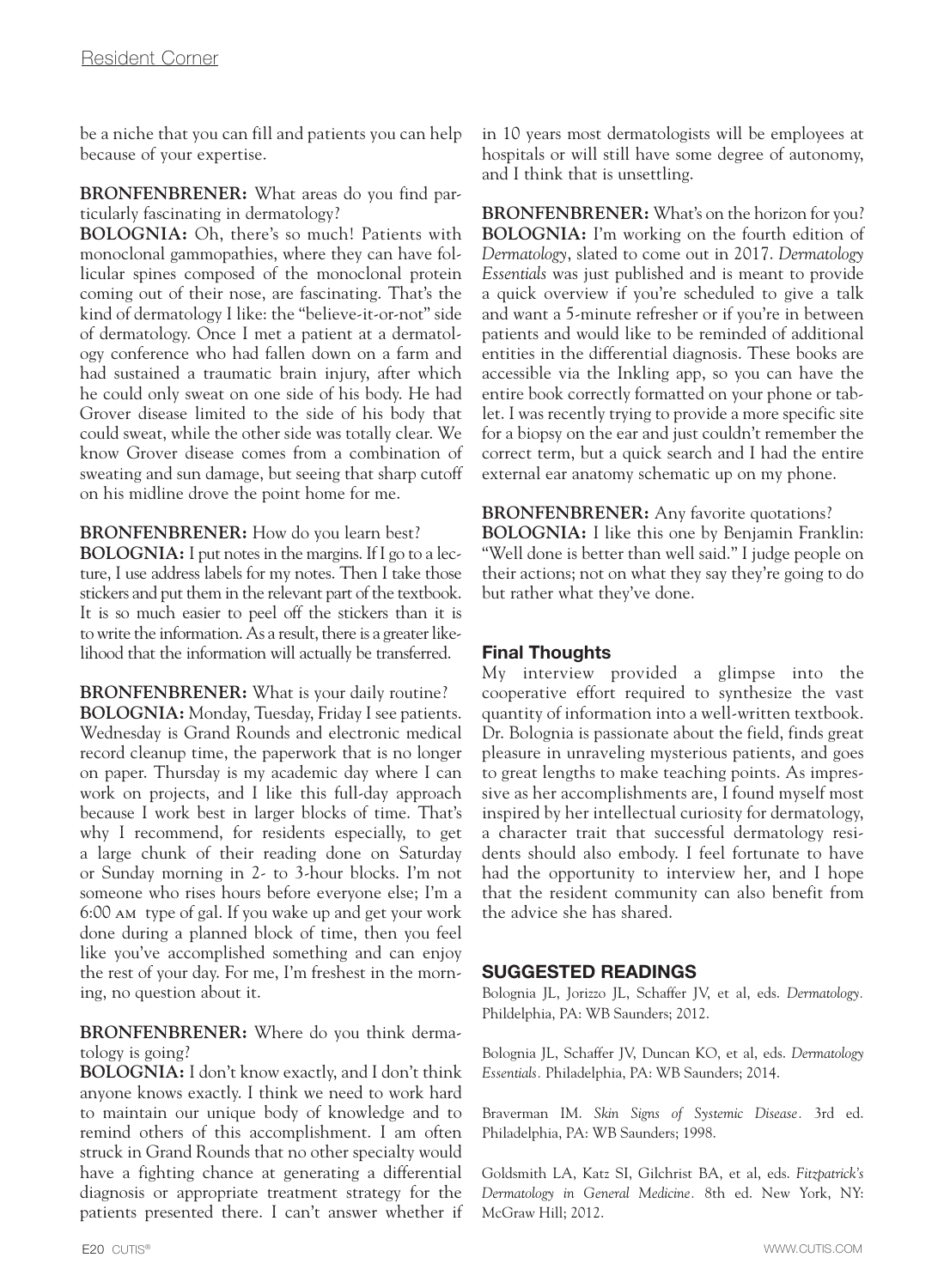be a niche that you can fill and patients you can help because of your expertise.

**BRONFENBRENER:** What areas do you find particularly fascinating in dermatology?

**BOLOGNIA:** Oh, there's so much! Patients with monoclonal gammopathies, where they can have follicular spines composed of the monoclonal protein coming out of their nose, are fascinating. That's the kind of dermatology I like: the "believe-it-or-not" side of dermatology. Once I met a patient at a dermatology conference who had fallen down on a farm and had sustained a traumatic brain injury, after which he could only sweat on one side of his body. He had Grover disease limited to the side of his body that could sweat, while the other side was totally clear. We know Grover disease comes from a combination of sweating and sun damage, but seeing that sharp cutoff on his midline drove the point home for me.

**BRONFENBRENER:** How do you learn best?

**BOLOGNIA:** I put notes in the margins. If I go to a lecture, I use address labels for my notes. Then I take those stickers and put them in the relevant part of the textbook. It is so much easier to peel off the stickers than it is to write the information. As a result, there is a greater likelihood that the information will actually be transferred.

**BRONFENBRENER:** What is your daily routine?

**BOLOGNIA:** Monday, Tuesday, Friday I see patients. Wednesday is Grand Rounds and electronic medical record cleanup time, the paperwork that is no longer on paper. Thursday is my academic day where I can work on projects, and I like this full-day approach because I work best in larger blocks of time. That's why I recommend, for residents especially, to get a large chunk of their reading done on Saturday or Sunday morning in 2- to 3-hour blocks. I'm not someone who rises hours before everyone else; I'm a 6:00 AM type of gal. If you wake up and get your work done during a planned block of time, then you feel like you've accomplished something and can enjoy the rest of your day. For me, I'm freshest in the morning, no question about it.

**BRONFENBRENER:** Where do you think dermatology is going?

**BOLOGNIA:** I don't know exactly, and I don't think anyone knows exactly. I think we need to work hard to maintain our unique body of knowledge and to remind others of this accomplishment. I am often struck in Grand Rounds that no other specialty would have a fighting chance at generating a differential diagnosis or appropriate treatment strategy for the patients presented there. I can't answer whether if in 10 years most dermatologists will be employees at hospitals or will still have some degree of autonomy, and I think that is unsettling.

**BRONFENBRENER:** What's on the horizon for you?

**BOLOGNIA:** I'm working on the fourth edition of *Dermatology*, slated to come out in 2017. *Dermatology Essentials* was just published and is meant to provide a quick overview if you're scheduled to give a talk and want a 5-minute refresher or if you're in between patients and would like to be reminded of additional entities in the differential diagnosis. These books are accessible via the Inkling app, so you can have the entire book correctly formatted on your phone or tablet. I was recently trying to provide a more specific site for a biopsy on the ear and just couldn't remember the correct term, but a quick search and I had the entire external ear anatomy schematic up on my phone.

**BRONFENBRENER:** Any favorite quotations?

**BOLOGNIA:** I like this one by Benjamin Franklin: "Well done is better than well said." I judge people on their actions; not on what they say they're going to do but rather what they've done.

## Final Thoughts

My interview provided a glimpse into the cooperative effort required to synthesize the vast quantity of information into a well-written textbook. Dr. Bolognia is passionate about the field, finds great pleasure in unraveling mysterious patients, and goes to great lengths to make teaching points. As impressive as her accomplishments are, I found myself most inspired by her intellectual curiosity for dermatology, a character trait that successful dermatology residents should also embody. I feel fortunate to have had the opportunity to interview her, and I hope that the resident community can also benefit from the advice she has shared.

## SUGGESTED READINGS

Bolognia JL, Jorizzo JL, Schaffer JV, et al, eds. *Dermatology*. Phildelphia, PA: WB Saunders; 2012.

Bolognia JL, Schaffer JV, Duncan KO, et al, eds. *Dermatology Essentials*. Philadelphia, PA: WB Saunders; 2014.

Braverman IM. *Skin Signs of Systemic Disease*. 3rd ed. Philadelphia, PA: WB Saunders; 1998.

Goldsmith LA, Katz SI, Gilchrist BA, et al, eds. *Fitzpatrick's Dermatology in General Medicine*. 8th ed. New York, NY: McGraw Hill; 2012.